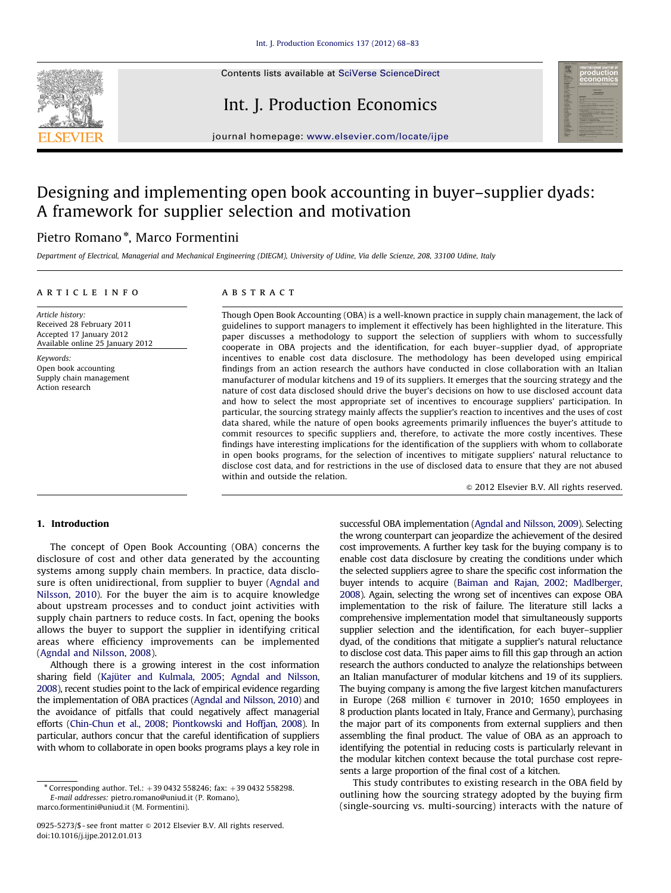# Designing and implementing open book accounting in buyer–supplier dyads: A framework for supplier selection and motivation

Pietro Romano *, Marco Formentini

*Department of Electrical, Managerial and Mechanical Engineering (DIEGM), University of Udine, Via delle Scienze, 208, 33100 Udine, Italy*

**ARTICLE INFO**

*Article history:*
Received 28 February 2011
Accepted 17 January 2012
Available online 25 January 2012

*Keywords:*
Open book accounting
Supply chain management
Action research

**ABSTRACT**

Though Open Book Accounting (OBA) is a well-known practice in supply chain management, the lack of guidelines to support managers to implement it effectively has been highlighted in the literature. This paper discusses a methodology to support the selection of suppliers with whom to successfully cooperate in OBA projects and the identification, for each buyer–supplier dyad, of appropriate incentives to enable cost data disclosure. The methodology has been developed using empirical findings from an action research the authors have conducted in close collaboration with an Italian manufacturer of modular kitchens and 19 of its suppliers. It emerges that the sourcing strategy and the nature of cost data disclosed should drive the buyer's decisions on how to use disclosed account data and how to select the most appropriate set of incentives to encourage suppliers' participation. In particular, the sourcing strategy mainly affects the supplier's reaction to incentives and the uses of cost data shared, while the nature of open books agreements primarily influences the buyer's attitude to commit resources to specific suppliers and, therefore, to activate the more costly incentives. These findings have interesting implications for the identification of the suppliers with whom to collaborate in open books programs, for the selection of incentives to mitigate suppliers' natural reluctance to disclose cost data, and for restrictions in the use of disclosed data to ensure that they are not abused within and outside the relation.

© 2012 Elsevier B.V. All rights reserved.

## 1. Introduction

The concept of Open Book Accounting (OBA) concerns the disclosure of cost and other data generated by the accounting systems among supply chain members. In practice, data disclosure is often unidirectional, from supplier to buyer (Agndal and Nilsson, 2010). For the buyer the aim is to acquire knowledge about upstream processes and to conduct joint activities with supply chain partners to reduce costs. In fact, opening the books allows the buyer to support the supplier in identifying critical areas where efficiency improvements can be implemented (Agndal and Nilsson, 2008).

Although there is a growing interest in the cost information sharing field (Kajüter and Kulmala, 2005; Agndal and Nilsson, 2008), recent studies point to the lack of empirical evidence regarding the implementation of OBA practices (Agndal and Nilsson, 2010) and the avoidance of pitfalls that could negatively affect managerial efforts (Chin-Chun et al., 2008; Piontkowski and Hoffjan, 2008). In particular, authors concur that the careful identification of suppliers with whom to collaborate in open books programs plays a key role in successful OBA implementation (Agndal and Nilsson, 2009). Selecting the wrong counterpart can jeopardize the achievement of the desired cost improvements. A further key task for the buying company is to enable cost data disclosure by creating the conditions under which the selected suppliers agree to share the specific cost information the buyer intends to acquire (Baiman and Rajan, 2002; Madlberger, 2008). Again, selecting the wrong set of incentives can expose OBA implementation to the risk of failure. The literature still lacks a comprehensive implementation model that simultaneously supports supplier selection and the identification, for each buyer–supplier dyad, of the conditions that mitigate a supplier's natural reluctance to disclose cost data. This paper aims to fill this gap through an action research the authors conducted to analyze the relationships between an Italian manufacturer of modular kitchens and 19 of its suppliers. The buying company is among the five largest kitchen manufacturers in Europe (268 million € turnover in 2010; 1650 employees in 8 production plants located in Italy, France and Germany), purchasing the major part of its components from external suppliers and then assembling the final product. The value of OBA as an approach to identifying the potential in reducing costs is particularly relevant in the modular kitchen context because the total purchase cost represents a large proportion of the final cost of a kitchen.

This study contributes to existing research in the OBA field by outlining how the sourcing strategy adopted by the buying firm (single-sourcing vs. multi-sourcing) interacts with the nature of

* Corresponding author. Tel.: +39 0432 558246; fax: +39 0432 558298.
*E-mail addresses:* pietro.romano@uniud.it (P. Romano), marco.formentini@uniud.it (M. Formentini).

0925-5273/$ - see front matter © 2012 Elsevier B.V. All rights reserved.
doi:10.1016/j.ijpe.2012.01.013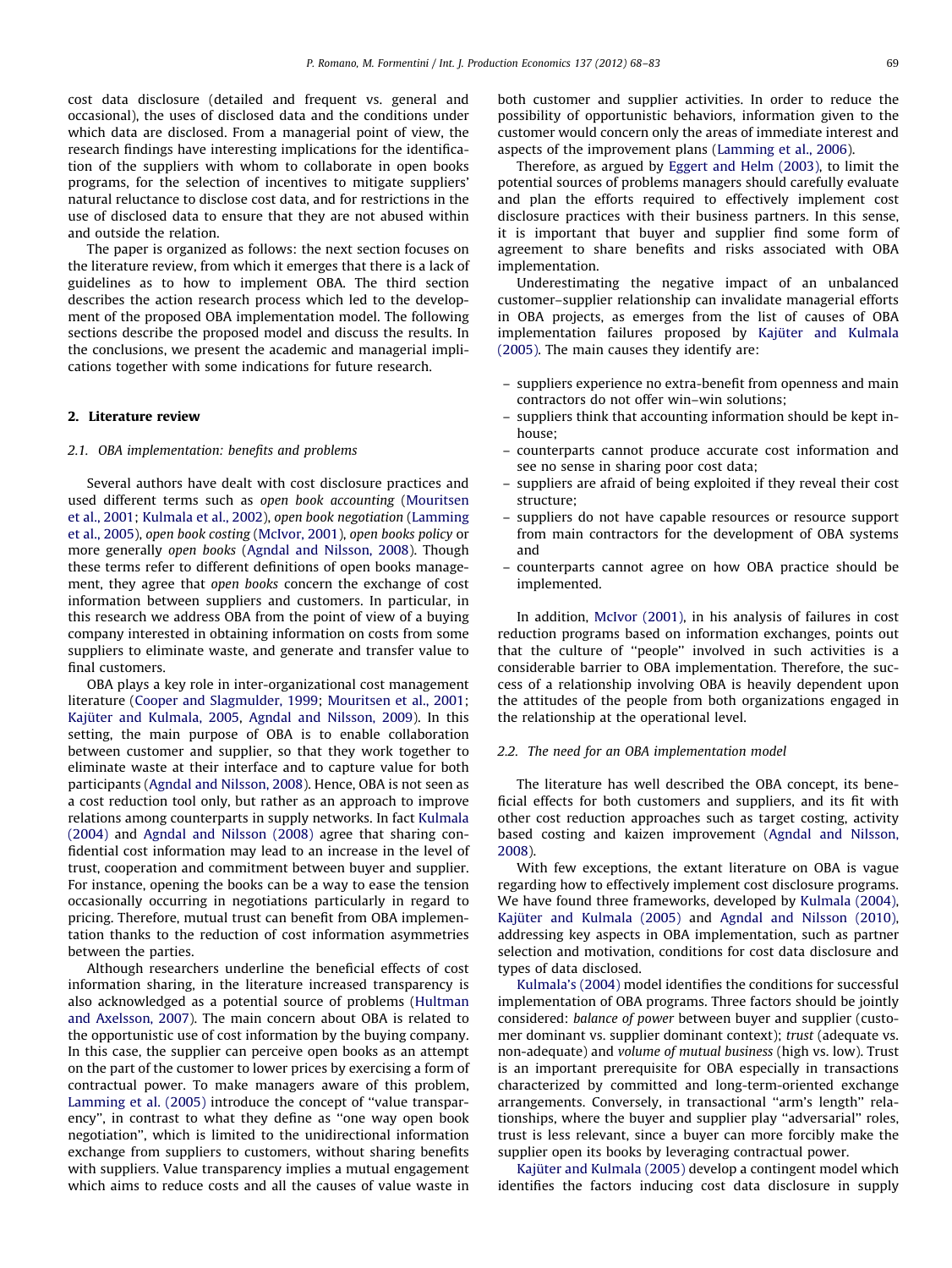cost data disclosure (detailed and frequent vs. general and occasional), the uses of disclosed data and the conditions under which data are disclosed. From a managerial point of view, the research findings have interesting implications for the identification of the suppliers with whom to collaborate in open books programs, for the selection of incentives to mitigate suppliers' natural reluctance to disclose cost data, and for restrictions in the use of disclosed data to ensure that they are not abused within and outside the relation.

The paper is organized as follows: the next section focuses on the literature review, from which it emerges that there is a lack of guidelines as to how to implement OBA. The third section describes the action research process which led to the development of the proposed OBA implementation model. The following sections describe the proposed model and discuss the results. In the conclusions, we present the academic and managerial implications together with some indications for future research.

## 2. Literature review

### 2.1. OBA implementation: benefits and problems

Several authors have dealt with cost disclosure practices and used different terms such as *open book accounting* (Mouritsen et al., 2001; Kulmala et al., 2002), *open book negotiation* (Lamming et al., 2005), *open book costing* (McIvor, 2001), *open books policy* or more generally *open books* (Agndal and Nilsson, 2008). Though these terms refer to different definitions of open books management, they agree that *open books* concern the exchange of cost information between suppliers and customers. In particular, in this research we address OBA from the point of view of a buying company interested in obtaining information on costs from some suppliers to eliminate waste, and generate and transfer value to final customers.

OBA plays a key role in inter-organizational cost management literature (Cooper and Slagmulder, 1999; Mouritsen et al., 2001; Kajüter and Kulmala, 2005, Agndal and Nilsson, 2009). In this setting, the main purpose of OBA is to enable collaboration between customer and supplier, so that they work together to eliminate waste at their interface and to capture value for both participants (Agndal and Nilsson, 2008). Hence, OBA is not seen as a cost reduction tool only, but rather as an approach to improve relations among counterparts in supply networks. In fact Kulmala (2004) and Agndal and Nilsson (2008) agree that sharing confidential cost information may lead to an increase in the level of trust, cooperation and commitment between buyer and supplier. For instance, opening the books can be a way to ease the tension occasionally occurring in negotiations particularly in regard to pricing. Therefore, mutual trust can benefit from OBA implementation thanks to the reduction of cost information asymmetries between the parties.

Although researchers underline the beneficial effects of cost information sharing, in the literature increased transparency is also acknowledged as a potential source of problems (Hultman and Axelsson, 2007). The main concern about OBA is related to the opportunistic use of cost information by the buying company. In this case, the supplier can perceive open books as an attempt on the part of the customer to lower prices by exercising a form of contractual power. To make managers aware of this problem, Lamming et al. (2005) introduce the concept of ''value transparency'', in contrast to what they define as ''one way open book negotiation'', which is limited to the unidirectional information exchange from suppliers to customers, without sharing benefits with suppliers. Value transparency implies a mutual engagement which aims to reduce costs and all the causes of value waste in both customer and supplier activities. In order to reduce the possibility of opportunistic behaviors, information given to the customer would concern only the areas of immediate interest and aspects of the improvement plans (Lamming et al., 2006).

Therefore, as argued by Eggert and Helm (2003), to limit the potential sources of problems managers should carefully evaluate and plan the efforts required to effectively implement cost disclosure practices with their business partners. In this sense, it is important that buyer and supplier find some form of agreement to share benefits and risks associated with OBA implementation.

Underestimating the negative impact of an unbalanced customer–supplier relationship can invalidate managerial efforts in OBA projects, as emerges from the list of causes of OBA implementation failures proposed by Kajüter and Kulmala (2005). The main causes they identify are:

- suppliers experience no extra-benefit from openness and main contractors do not offer win–win solutions;
- suppliers think that accounting information should be kept in-house;
- counterparts cannot produce accurate cost information and see no sense in sharing poor cost data;
- suppliers are afraid of being exploited if they reveal their cost structure;
- suppliers do not have capable resources or resource support from main contractors for the development of OBA systems and
- counterparts cannot agree on how OBA practice should be implemented.

In addition, McIvor (2001), in his analysis of failures in cost reduction programs based on information exchanges, points out that the culture of ''people'' involved in such activities is a considerable barrier to OBA implementation. Therefore, the success of a relationship involving OBA is heavily dependent upon the attitudes of the people from both organizations engaged in the relationship at the operational level.

### 2.2. The need for an OBA implementation model

The literature has well described the OBA concept, its beneficial effects for both customers and suppliers, and its fit with other cost reduction approaches such as target costing, activity based costing and kaizen improvement (Agndal and Nilsson, 2008).

With few exceptions, the extant literature on OBA is vague regarding how to effectively implement cost disclosure programs. We have found three frameworks, developed by Kulmala (2004), Kajüter and Kulmala (2005) and Agndal and Nilsson (2010), addressing key aspects in OBA implementation, such as partner selection and motivation, conditions for cost data disclosure and types of data disclosed.

Kulmala's (2004) model identifies the conditions for successful implementation of OBA programs. Three factors should be jointly considered: *balance of power* between buyer and supplier (customer dominant vs. supplier dominant context); *trust* (adequate vs. non-adequate) and *volume of mutual business* (high vs. low). Trust is an important prerequisite for OBA especially in transactions characterized by committed and long-term-oriented exchange arrangements. Conversely, in transactional ''arm's length'' relationships, where the buyer and supplier play ''adversarial'' roles, trust is less relevant, since a buyer can more forcibly make the supplier open its books by leveraging contractual power.

Kajüter and Kulmala (2005) develop a contingent model which identifies the factors inducing cost data disclosure in supply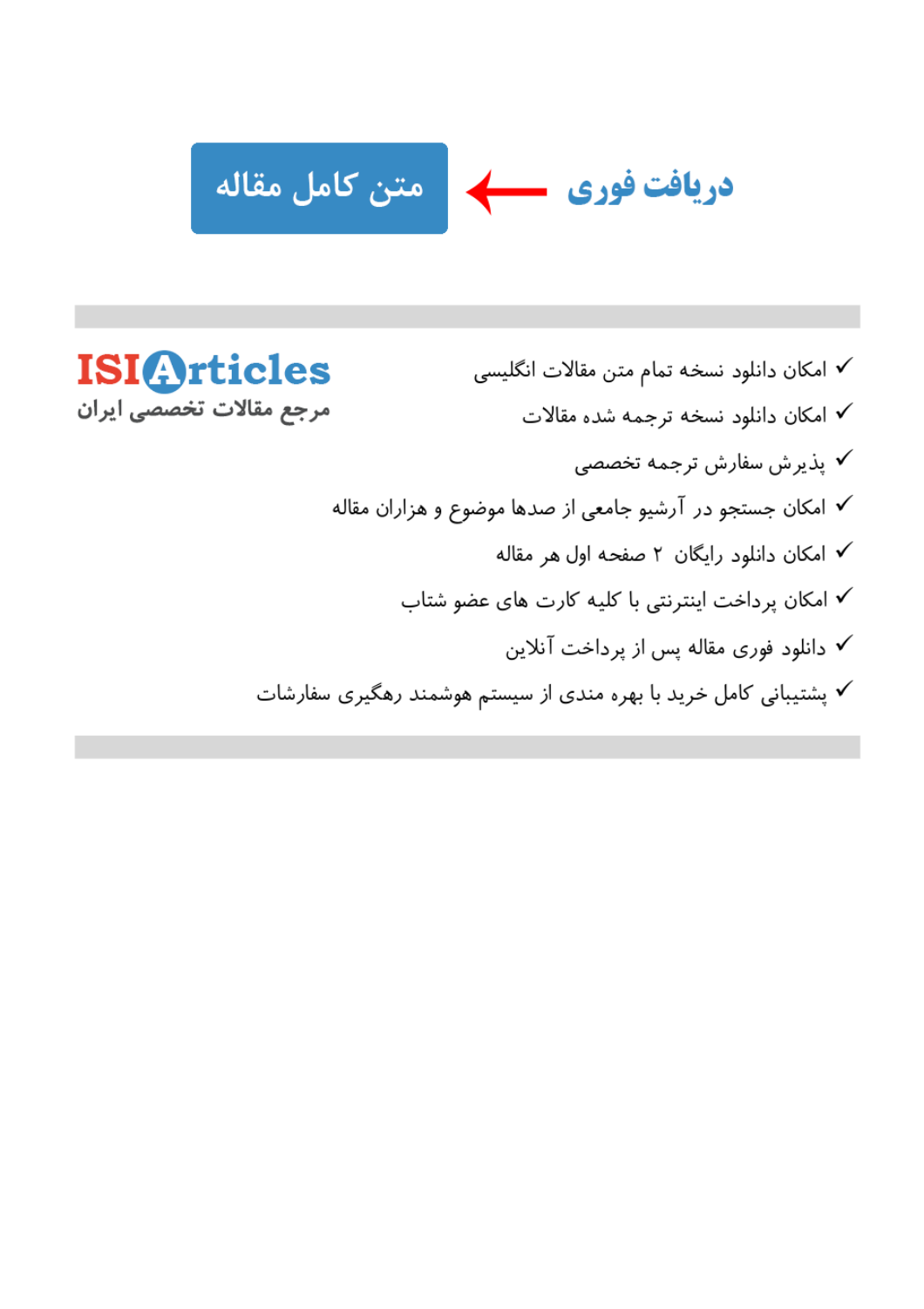دریافت فوری ← متن کامل مقاله

ISIArticles
مرجع مقالات تخصصی ایران

- ✓ امکان دانلود نسخه تمام متن مقالات انگلیسی
- ✓ امکان دانلود نسخه ترجمه شده مقالات
- ✓ پذیرش سفارش ترجمه تخصصی
- ✓ امکان جستجو در آرشیو جامعی از صدها موضوع و هزاران مقاله
- ✓ امکان دانلود رایگان ۲ صفحه اول هر مقاله
- ✓ امکان پرداخت اینترنتی با کلیه کارت های عضو شتاب
- ✓ دانلود فوری مقاله پس از پرداخت آنلاین
- ✓ پشتیبانی کامل خرید با بهره مندی از سیستم هوشمند رهگیری سفارشات